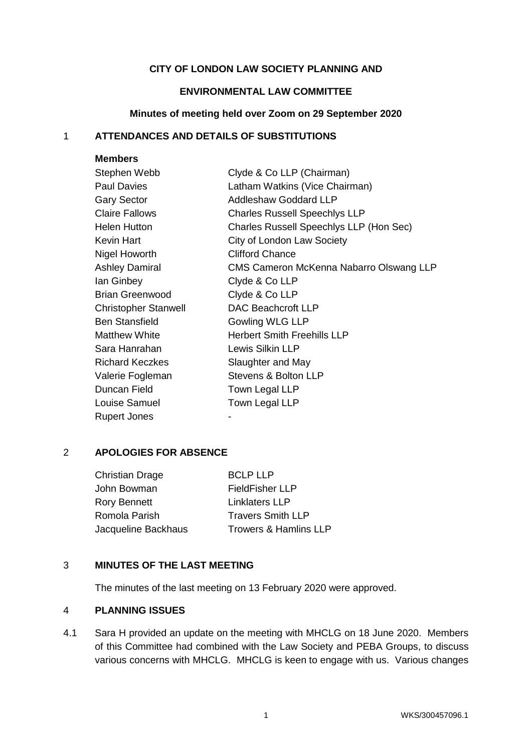**CITY OF LONDON LAW SOCIETY PLANNING AND**

**ENVIRONMENTAL LAW COMMITTEE**

**Minutes of meeting held over Zoom on 29 September 2020**

## 1 ATTENDANCES AND DETAILS OF SUBSTITUTIONS

**Members**

| | |
|---|---|
| Stephen Webb | Clyde & Co LLP (Chairman) |
| Paul Davies | Latham Watkins (Vice Chairman) |
| Gary Sector | Addleshaw Goddard LLP |
| Claire Fallows | Charles Russell Speechlys LLP |
| Helen Hutton | Charles Russell Speechlys LLP (Hon Sec) |
| Kevin Hart | City of London Law Society |
| Nigel Howorth | Clifford Chance |
| Ashley Damiral | CMS Cameron McKenna Nabarro Olswang LLP |
| Ian Ginbey | Clyde & Co LLP |
| Brian Greenwood | Clyde & Co LLP |
| Christopher Stanwell | DAC Beachcroft LLP |
| Ben Stansfield | Gowling WLG LLP |
| Matthew White | Herbert Smith Freehills LLP |
| Sara Hanrahan | Lewis Silkin LLP |
| Richard Keczkes | Slaughter and May |
| Valerie Fogleman | Stevens & Bolton LLP |
| Duncan Field | Town Legal LLP |
| Louise Samuel | Town Legal LLP |
| Rupert Jones | - |

## 2 APOLOGIES FOR ABSENCE

| | |
|---|---|
| Christian Drage | BCLP LLP |
| John Bowman | FieldFisher LLP |
| Rory Bennett | Linklaters LLP |
| Romola Parish | Travers Smith LLP |
| Jacqueline Backhaus | Trowers & Hamlins LLP |

## 3 MINUTES OF THE LAST MEETING

The minutes of the last meeting on 13 February 2020 were approved.

## 4 PLANNING ISSUES

4.1 Sara H provided an update on the meeting with MHCLG on 18 June 2020. Members of this Committee had combined with the Law Society and PEBA Groups, to discuss various concerns with MHCLG. MHCLG is keen to engage with us. Various changes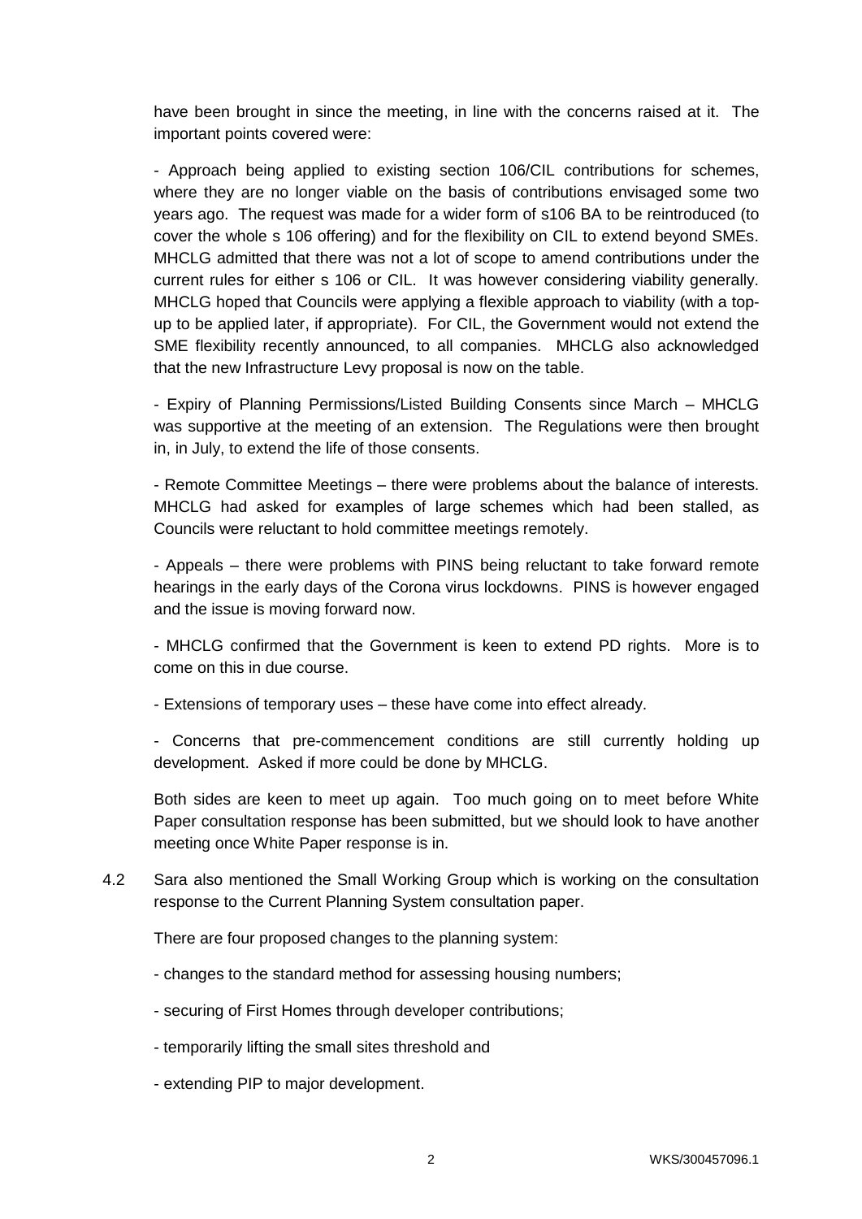have been brought in since the meeting, in line with the concerns raised at it. The important points covered were:

- Approach being applied to existing section 106/CIL contributions for schemes, where they are no longer viable on the basis of contributions envisaged some two years ago. The request was made for a wider form of s106 BA to be reintroduced (to cover the whole s 106 offering) and for the flexibility on CIL to extend beyond SMEs. MHCLG admitted that there was not a lot of scope to amend contributions under the current rules for either s 106 or CIL. It was however considering viability generally. MHCLG hoped that Councils were applying a flexible approach to viability (with a top-up to be applied later, if appropriate). For CIL, the Government would not extend the SME flexibility recently announced, to all companies. MHCLG also acknowledged that the new Infrastructure Levy proposal is now on the table.

- Expiry of Planning Permissions/Listed Building Consents since March – MHCLG was supportive at the meeting of an extension. The Regulations were then brought in, in July, to extend the life of those consents.

- Remote Committee Meetings – there were problems about the balance of interests. MHCLG had asked for examples of large schemes which had been stalled, as Councils were reluctant to hold committee meetings remotely.

- Appeals – there were problems with PINS being reluctant to take forward remote hearings in the early days of the Corona virus lockdowns. PINS is however engaged and the issue is moving forward now.

- MHCLG confirmed that the Government is keen to extend PD rights. More is to come on this in due course.

- Extensions of temporary uses – these have come into effect already.

- Concerns that pre-commencement conditions are still currently holding up development. Asked if more could be done by MHCLG.

Both sides are keen to meet up again. Too much going on to meet before White Paper consultation response has been submitted, but we should look to have another meeting once White Paper response is in.

4.2 Sara also mentioned the Small Working Group which is working on the consultation response to the Current Planning System consultation paper.

There are four proposed changes to the planning system:

- changes to the standard method for assessing housing numbers;

- securing of First Homes through developer contributions;

- temporarily lifting the small sites threshold and

- extending PIP to major development.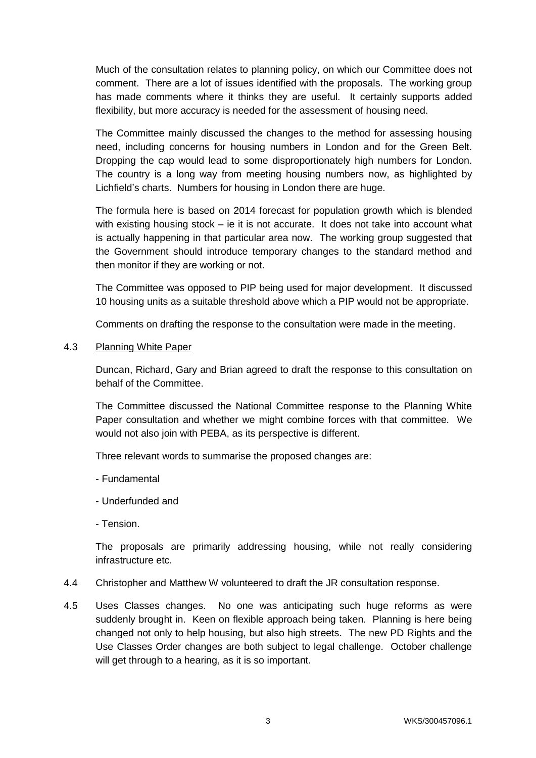Much of the consultation relates to planning policy, on which our Committee does not comment. There are a lot of issues identified with the proposals. The working group has made comments where it thinks they are useful. It certainly supports added flexibility, but more accuracy is needed for the assessment of housing need.

The Committee mainly discussed the changes to the method for assessing housing need, including concerns for housing numbers in London and for the Green Belt. Dropping the cap would lead to some disproportionately high numbers for London. The country is a long way from meeting housing numbers now, as highlighted by Lichfield's charts. Numbers for housing in London there are huge.

The formula here is based on 2014 forecast for population growth which is blended with existing housing stock – ie it is not accurate. It does not take into account what is actually happening in that particular area now. The working group suggested that the Government should introduce temporary changes to the standard method and then monitor if they are working or not.

The Committee was opposed to PIP being used for major development. It discussed 10 housing units as a suitable threshold above which a PIP would not be appropriate.

Comments on drafting the response to the consultation were made in the meeting.

4.3 Planning White Paper

Duncan, Richard, Gary and Brian agreed to draft the response to this consultation on behalf of the Committee.

The Committee discussed the National Committee response to the Planning White Paper consultation and whether we might combine forces with that committee. We would not also join with PEBA, as its perspective is different.

Three relevant words to summarise the proposed changes are:

- Fundamental

- Underfunded and

- Tension.

The proposals are primarily addressing housing, while not really considering infrastructure etc.

4.4 Christopher and Matthew W volunteered to draft the JR consultation response.

4.5 Uses Classes changes. No one was anticipating such huge reforms as were suddenly brought in. Keen on flexible approach being taken. Planning is here being changed not only to help housing, but also high streets. The new PD Rights and the Use Classes Order changes are both subject to legal challenge. October challenge will get through to a hearing, as it is so important.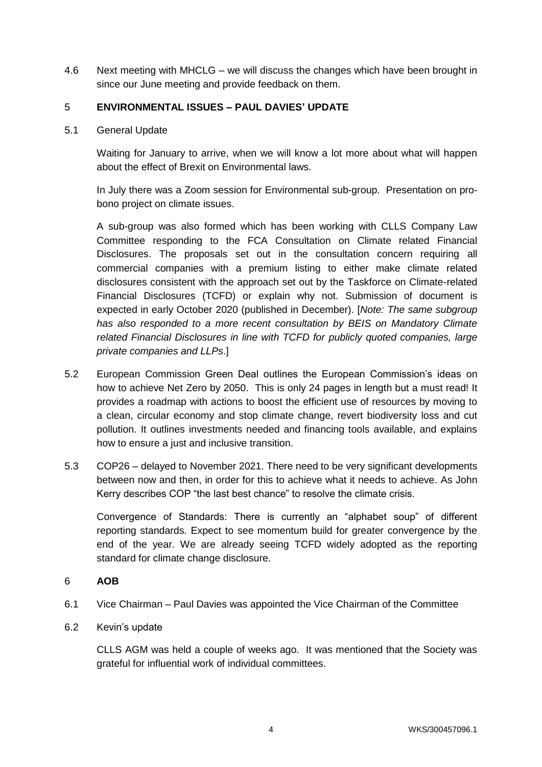4.6 Next meeting with MHCLG – we will discuss the changes which have been brought in since our June meeting and provide feedback on them.

## 5 ENVIRONMENTAL ISSUES – PAUL DAVIES' UPDATE

5.1 General Update

Waiting for January to arrive, when we will know a lot more about what will happen about the effect of Brexit on Environmental laws.

In July there was a Zoom session for Environmental sub-group. Presentation on pro-bono project on climate issues.

A sub-group was also formed which has been working with CLLS Company Law Committee responding to the FCA Consultation on Climate related Financial Disclosures. The proposals set out in the consultation concern requiring all commercial companies with a premium listing to either make climate related disclosures consistent with the approach set out by the Taskforce on Climate-related Financial Disclosures (TCFD) or explain why not. Submission of document is expected in early October 2020 (published in December). [*Note: The same subgroup has also responded to a more recent consultation by BEIS on Mandatory Climate related Financial Disclosures in line with TCFD for publicly quoted companies, large private companies and LLPs.*]

5.2 European Commission Green Deal outlines the European Commission's ideas on how to achieve Net Zero by 2050. This is only 24 pages in length but a must read! It provides a roadmap with actions to boost the efficient use of resources by moving to a clean, circular economy and stop climate change, revert biodiversity loss and cut pollution. It outlines investments needed and financing tools available, and explains how to ensure a just and inclusive transition.

5.3 COP26 – delayed to November 2021. There need to be very significant developments between now and then, in order for this to achieve what it needs to achieve. As John Kerry describes COP "the last best chance" to resolve the climate crisis.

Convergence of Standards: There is currently an "alphabet soup" of different reporting standards. Expect to see momentum build for greater convergence by the end of the year. We are already seeing TCFD widely adopted as the reporting standard for climate change disclosure.

## 6 AOB

6.1 Vice Chairman – Paul Davies was appointed the Vice Chairman of the Committee

6.2 Kevin's update

CLLS AGM was held a couple of weeks ago. It was mentioned that the Society was grateful for influential work of individual committees.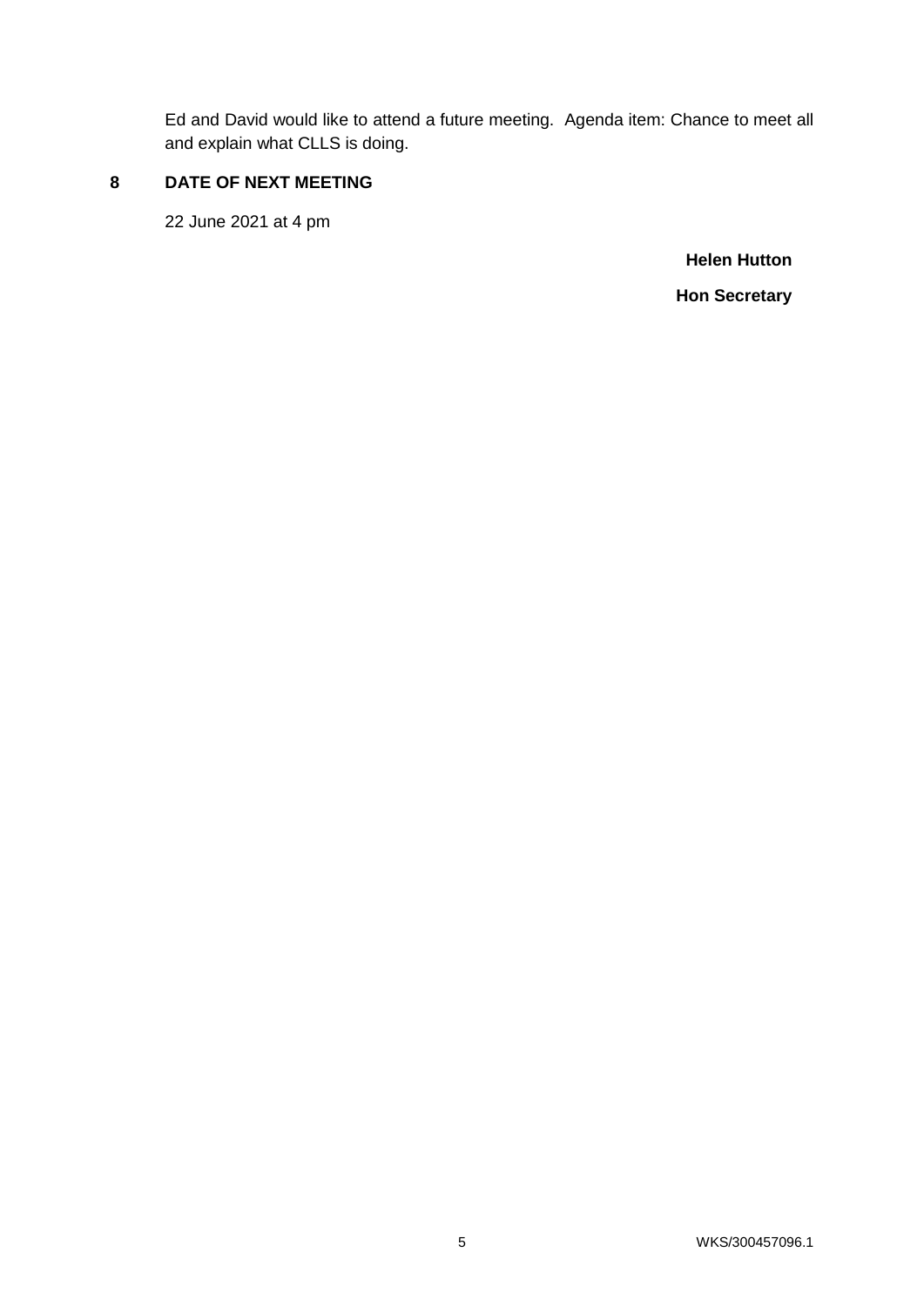Ed and David would like to attend a future meeting. Agenda item: Chance to meet all and explain what CLLS is doing.

## 8 DATE OF NEXT MEETING

22 June 2021 at 4 pm

**Helen Hutton**

**Hon Secretary**

WKS/300457096.1